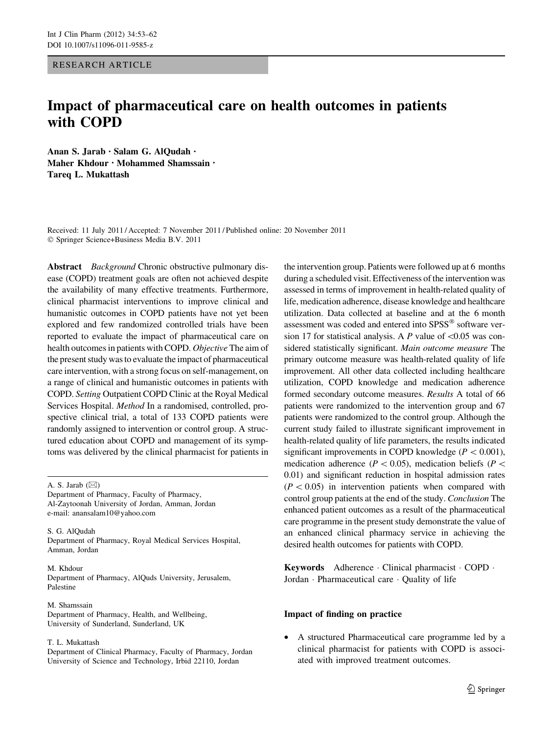RESEARCH ARTICLE

# Impact of pharmaceutical care on health outcomes in patients with COPD

**Anan S. Jarab · Salam G. AlQudah · Maher Khdour · Mohammed Shamssain · Tareq L. Mukattash**

Received: 11 July 2011 / Accepted: 7 November 2011 / Published online: 20 November 2011
© Springer Science+Business Media B.V. 2011

**Abstract** *Background* Chronic obstructive pulmonary disease (COPD) treatment goals are often not achieved despite the availability of many effective treatments. Furthermore, clinical pharmacist interventions to improve clinical and humanistic outcomes in COPD patients have not yet been explored and few randomized controlled trials have been reported to evaluate the impact of pharmaceutical care on health outcomes in patients with COPD. *Objective* The aim of the present study was to evaluate the impact of pharmaceutical care intervention, with a strong focus on self-management, on a range of clinical and humanistic outcomes in patients with COPD. *Setting* Outpatient COPD Clinic at the Royal Medical Services Hospital. *Method* In a randomised, controlled, prospective clinical trial, a total of 133 COPD patients were randomly assigned to intervention or control group. A structured education about COPD and management of its symptoms was delivered by the clinical pharmacist for patients in the intervention group. Patients were followed up at 6 months during a scheduled visit. Effectiveness of the intervention was assessed in terms of improvement in health-related quality of life, medication adherence, disease knowledge and healthcare utilization. Data collected at baseline and at the 6 month assessment was coded and entered into SPSS® software version 17 for statistical analysis. A $P$ value of $<0.05$ was considered statistically significant. *Main outcome measure* The primary outcome measure was health-related quality of life improvement. All other data collected including healthcare utilization, COPD knowledge and medication adherence formed secondary outcome measures. *Results* A total of 66 patients were randomized to the intervention group and 67 patients were randomized to the control group. Although the current study failed to illustrate significant improvement in health-related quality of life parameters, the results indicated significant improvements in COPD knowledge ($P < 0.001$), medication adherence ($P < 0.05$), medication beliefs ($P < 0.01$) and significant reduction in hospital admission rates ($P < 0.05$) in intervention patients when compared with control group patients at the end of the study. *Conclusion* The enhanced patient outcomes as a result of the pharmaceutical care programme in the present study demonstrate the value of an enhanced clinical pharmacy service in achieving the desired health outcomes for patients with COPD.

**Keywords** Adherence · Clinical pharmacist · COPD · Jordan · Pharmaceutical care · Quality of life

A. S. Jarab (✉)
Department of Pharmacy, Faculty of Pharmacy, Al-Zaytoonah University of Jordan, Amman, Jordan
e-mail: anansalam10@yahoo.com

S. G. AlQudah
Department of Pharmacy, Royal Medical Services Hospital, Amman, Jordan

M. Khdour
Department of Pharmacy, AlQuds University, Jerusalem, Palestine

M. Shamssain
Department of Pharmacy, Health, and Wellbeing, University of Sunderland, Sunderland, UK

T. L. Mukattash
Department of Clinical Pharmacy, Faculty of Pharmacy, Jordan University of Science and Technology, Irbid 22110, Jordan

### Impact of finding on practice

- A structured Pharmaceutical care programme led by a clinical pharmacist for patients with COPD is associated with improved treatment outcomes.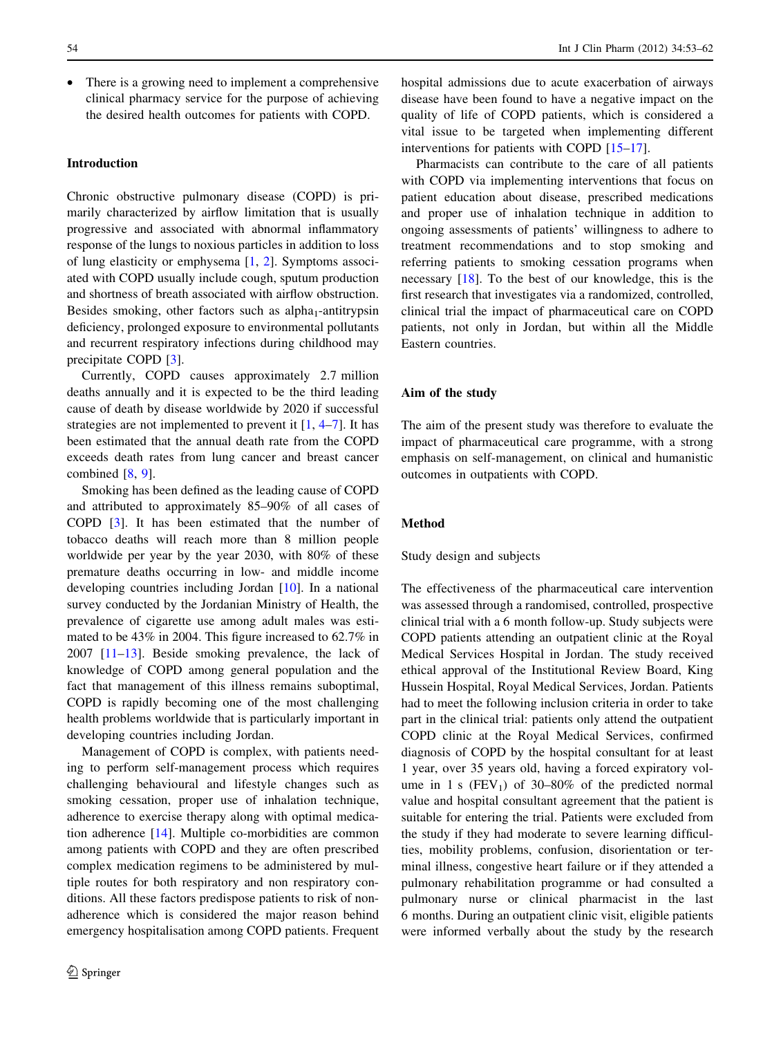- There is a growing need to implement a comprehensive clinical pharmacy service for the purpose of achieving the desired health outcomes for patients with COPD.

## Introduction

Chronic obstructive pulmonary disease (COPD) is primarily characterized by airflow limitation that is usually progressive and associated with abnormal inflammatory response of the lungs to noxious particles in addition to loss of lung elasticity or emphysema [1, 2]. Symptoms associated with COPD usually include cough, sputum production and shortness of breath associated with airflow obstruction. Besides smoking, other factors such as alpha$_1$-antitrypsin deficiency, prolonged exposure to environmental pollutants and recurrent respiratory infections during childhood may precipitate COPD [3].

Currently, COPD causes approximately 2.7 million deaths annually and it is expected to be the third leading cause of death by disease worldwide by 2020 if successful strategies are not implemented to prevent it [1, 4–7]. It has been estimated that the annual death rate from the COPD exceeds death rates from lung cancer and breast cancer combined [8, 9].

Smoking has been defined as the leading cause of COPD and attributed to approximately 85–90% of all cases of COPD [3]. It has been estimated that the number of tobacco deaths will reach more than 8 million people worldwide per year by the year 2030, with 80% of these premature deaths occurring in low- and middle income developing countries including Jordan [10]. In a national survey conducted by the Jordanian Ministry of Health, the prevalence of cigarette use among adult males was estimated to be 43% in 2004. This figure increased to 62.7% in 2007 [11–13]. Beside smoking prevalence, the lack of knowledge of COPD among general population and the fact that management of this illness remains suboptimal, COPD is rapidly becoming one of the most challenging health problems worldwide that is particularly important in developing countries including Jordan.

Management of COPD is complex, with patients needing to perform self-management process which requires challenging behavioural and lifestyle changes such as smoking cessation, proper use of inhalation technique, adherence to exercise therapy along with optimal medication adherence [14]. Multiple co-morbidities are common among patients with COPD and they are often prescribed complex medication regimens to be administered by multiple routes for both respiratory and non respiratory conditions. All these factors predispose patients to risk of non-adherence which is considered the major reason behind emergency hospitalisation among COPD patients. Frequent hospital admissions due to acute exacerbation of airways disease have been found to have a negative impact on the quality of life of COPD patients, which is considered a vital issue to be targeted when implementing different interventions for patients with COPD [15–17].

Pharmacists can contribute to the care of all patients with COPD via implementing interventions that focus on patient education about disease, prescribed medications and proper use of inhalation technique in addition to ongoing assessments of patients' willingness to adhere to treatment recommendations and to stop smoking and referring patients to smoking cessation programs when necessary [18]. To the best of our knowledge, this is the first research that investigates via a randomized, controlled, clinical trial the impact of pharmaceutical care on COPD patients, not only in Jordan, but within all the Middle Eastern countries.

## Aim of the study

The aim of the present study was therefore to evaluate the impact of pharmaceutical care programme, with a strong emphasis on self-management, on clinical and humanistic outcomes in outpatients with COPD.

## Method

### Study design and subjects

The effectiveness of the pharmaceutical care intervention was assessed through a randomised, controlled, prospective clinical trial with a 6 month follow-up. Study subjects were COPD patients attending an outpatient clinic at the Royal Medical Services Hospital in Jordan. The study received ethical approval of the Institutional Review Board, King Hussein Hospital, Royal Medical Services, Jordan. Patients had to meet the following inclusion criteria in order to take part in the clinical trial: patients only attend the outpatient COPD clinic at the Royal Medical Services, confirmed diagnosis of COPD by the hospital consultant for at least 1 year, over 35 years old, having a forced expiratory volume in 1 s (FEV$_1$) of 30–80% of the predicted normal value and hospital consultant agreement that the patient is suitable for entering the trial. Patients were excluded from the study if they had moderate to severe learning difficulties, mobility problems, confusion, disorientation or terminal illness, congestive heart failure or if they attended a pulmonary rehabilitation programme or had consulted a pulmonary nurse or clinical pharmacist in the last 6 months. During an outpatient clinic visit, eligible patients were informed verbally about the study by the research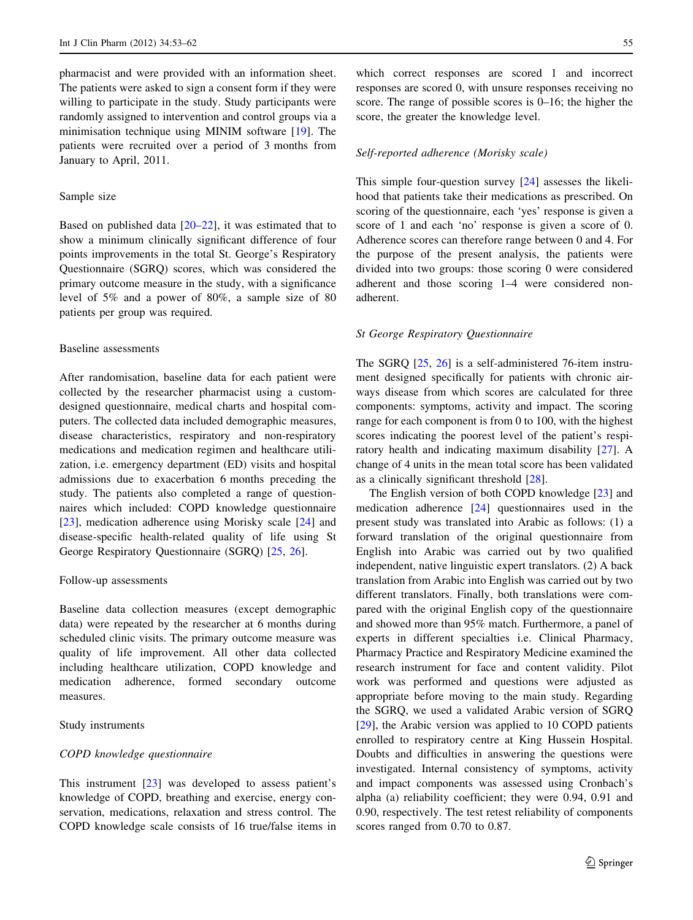pharmacist and were provided with an information sheet. The patients were asked to sign a consent form if they were willing to participate in the study. Study participants were randomly assigned to intervention and control groups via a minimisation technique using MINIM software [19]. The patients were recruited over a period of 3 months from January to April, 2011.

## Sample size

Based on published data [20–22], it was estimated that to show a minimum clinically significant difference of four points improvements in the total St. George's Respiratory Questionnaire (SGRQ) scores, which was considered the primary outcome measure in the study, with a significance level of 5% and a power of 80%, a sample size of 80 patients per group was required.

## Baseline assessments

After randomisation, baseline data for each patient were collected by the researcher pharmacist using a custom-designed questionnaire, medical charts and hospital computers. The collected data included demographic measures, disease characteristics, respiratory and non-respiratory medications and medication regimen and healthcare utilization, i.e. emergency department (ED) visits and hospital admissions due to exacerbation 6 months preceding the study. The patients also completed a range of questionnaires which included: COPD knowledge questionnaire [23], medication adherence using Morisky scale [24] and disease-specific health-related quality of life using St George Respiratory Questionnaire (SGRQ) [25, 26].

## Follow-up assessments

Baseline data collection measures (except demographic data) were repeated by the researcher at 6 months during scheduled clinic visits. The primary outcome measure was quality of life improvement. All other data collected including healthcare utilization, COPD knowledge and medication adherence, formed secondary outcome measures.

## Study instruments

### *COPD knowledge questionnaire*

This instrument [23] was developed to assess patient's knowledge of COPD, breathing and exercise, energy conservation, medications, relaxation and stress control. The COPD knowledge scale consists of 16 true/false items in which correct responses are scored 1 and incorrect responses are scored 0, with unsure responses receiving no score. The range of possible scores is 0–16; the higher the score, the greater the knowledge level.

### *Self-reported adherence (Morisky scale)*

This simple four-question survey [24] assesses the likelihood that patients take their medications as prescribed. On scoring of the questionnaire, each 'yes' response is given a score of 1 and each 'no' response is given a score of 0. Adherence scores can therefore range between 0 and 4. For the purpose of the present analysis, the patients were divided into two groups: those scoring 0 were considered adherent and those scoring 1–4 were considered non-adherent.

### *St George Respiratory Questionnaire*

The SGRQ [25, 26] is a self-administered 76-item instrument designed specifically for patients with chronic airways disease from which scores are calculated for three components: symptoms, activity and impact. The scoring range for each component is from 0 to 100, with the highest scores indicating the poorest level of the patient's respiratory health and indicating maximum disability [27]. A change of 4 units in the mean total score has been validated as a clinically significant threshold [28].

The English version of both COPD knowledge [23] and medication adherence [24] questionnaires used in the present study was translated into Arabic as follows: (1) a forward translation of the original questionnaire from English into Arabic was carried out by two qualified independent, native linguistic expert translators. (2) A back translation from Arabic into English was carried out by two different translators. Finally, both translations were compared with the original English copy of the questionnaire and showed more than 95% match. Furthermore, a panel of experts in different specialties i.e. Clinical Pharmacy, Pharmacy Practice and Respiratory Medicine examined the research instrument for face and content validity. Pilot work was performed and questions were adjusted as appropriate before moving to the main study. Regarding the SGRQ, we used a validated Arabic version of SGRQ [29], the Arabic version was applied to 10 COPD patients enrolled to respiratory centre at King Hussein Hospital. Doubts and difficulties in answering the questions were investigated. Internal consistency of symptoms, activity and impact components was assessed using Cronbach's alpha (a) reliability coefficient; they were 0.94, 0.91 and 0.90, respectively. The test retest reliability of components scores ranged from 0.70 to 0.87.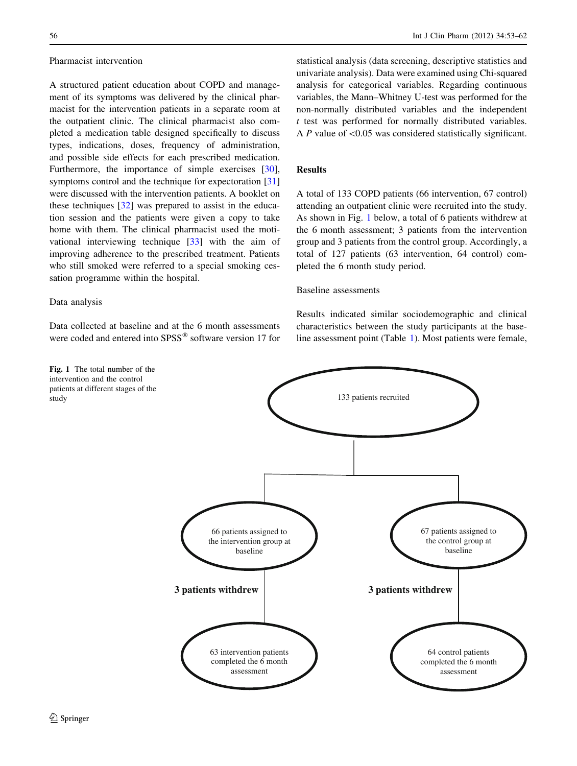### Pharmacist intervention

A structured patient education about COPD and management of its symptoms was delivered by the clinical pharmacist for the intervention patients in a separate room at the outpatient clinic. The clinical pharmacist also completed a medication table designed specifically to discuss types, indications, doses, frequency of administration, and possible side effects for each prescribed medication. Furthermore, the importance of simple exercises [30], symptoms control and the technique for expectoration [31] were discussed with the intervention patients. A booklet on these techniques [32] was prepared to assist in the education session and the patients were given a copy to take home with them. The clinical pharmacist used the motivational interviewing technique [33] with the aim of improving adherence to the prescribed treatment. Patients who still smoked were referred to a special smoking cessation programme within the hospital.

### Data analysis

Data collected at baseline and at the 6 month assessments were coded and entered into SPSS® software version 17 for statistical analysis (data screening, descriptive statistics and univariate analysis). Data were examined using Chi-squared analysis for categorical variables. Regarding continuous variables, the Mann–Whitney U-test was performed for the non-normally distributed variables and the independent *t* test was performed for normally distributed variables. A $P$ value of $<0.05$ was considered statistically significant.

## Results

A total of 133 COPD patients (66 intervention, 67 control) attending an outpatient clinic were recruited into the study. As shown in Fig. 1 below, a total of 6 patients withdrew at the 6 month assessment; 3 patients from the intervention group and 3 patients from the control group. Accordingly, a total of 127 patients (63 intervention, 64 control) completed the 6 month study period.

### Baseline assessments

Results indicated similar sociodemographic and clinical characteristics between the study participants at the baseline assessment point (Table 1). Most patients were female,

133 patients recruited

66 patients assigned to the intervention group at baseline

67 patients assigned to the control group at baseline

**3 patients withdrew**

**3 patients withdrew**

63 intervention patients completed the 6 month assessment

64 control patients completed the 6 month assessment

**Fig. 1** The total number of the intervention and the control patients at different stages of the study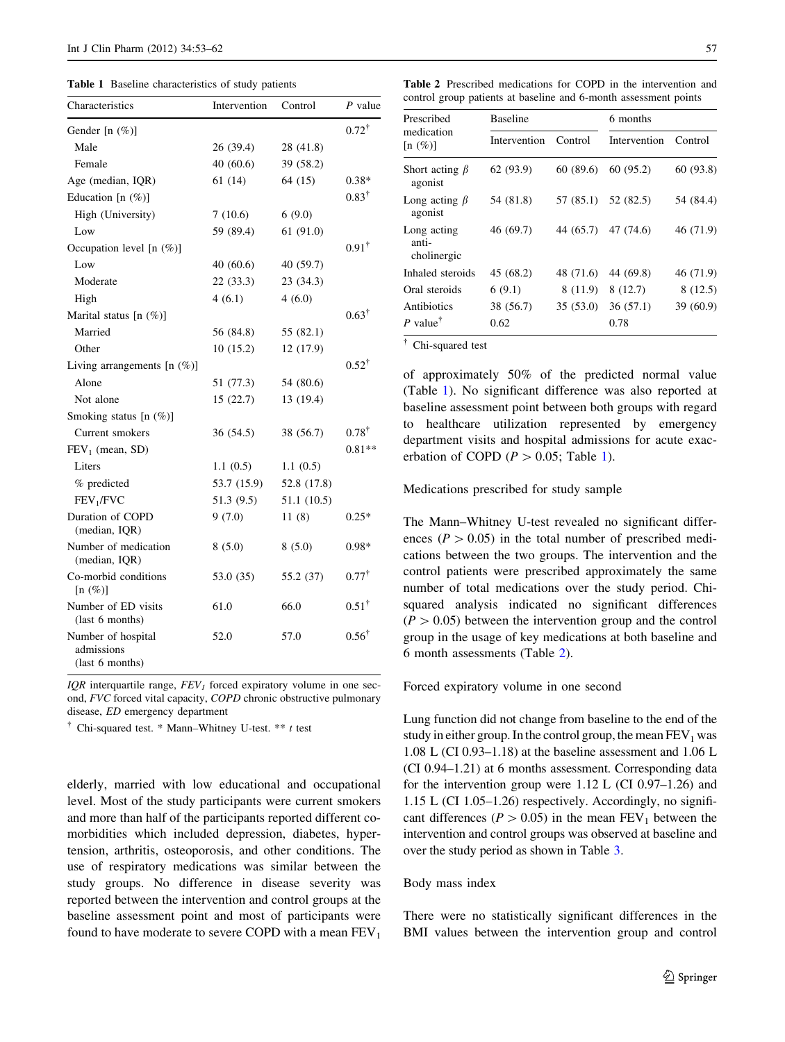**Table 1** Baseline characteristics of study patients

| Characteristics | Intervention | Control | P value |
|---|---|---|---|
| Gender [n (%)] | | | 0.72† |
| Male | 26 (39.4) | 28 (41.8) | |
| Female | 40 (60.6) | 39 (58.2) | |
| Age (median, IQR) | 61 (14) | 64 (15) | 0.38* |
| Education [n (%)] | | | 0.83† |
| High (University) | 7 (10.6) | 6 (9.0) | |
| Low | 59 (89.4) | 61 (91.0) | |
| Occupation level [n (%)] | | | 0.91† |
| Low | 40 (60.6) | 40 (59.7) | |
| Moderate | 22 (33.3) | 23 (34.3) | |
| High | 4 (6.1) | 4 (6.0) | |
| Marital status [n (%)] | | | 0.63† |
| Married | 56 (84.8) | 55 (82.1) | |
| Other | 10 (15.2) | 12 (17.9) | |
| Living arrangements [n (%)] | | | 0.52† |
| Alone | 51 (77.3) | 54 (80.6) | |
| Not alone | 15 (22.7) | 13 (19.4) | |
| Smoking status [n (%)] | | | |
| Current smokers | 36 (54.5) | 38 (56.7) | 0.78† |
| $FEV_1$ (mean, SD) | | | 0.81** |
| Liters | 1.1 (0.5) | 1.1 (0.5) | |
| % predicted | 53.7 (15.9) | 52.8 (17.8) | |
| $FEV_1$/FVC | 51.3 (9.5) | 51.1 (10.5) | |
| Duration of COPD (median, IQR) | 9 (7.0) | 11 (8) | 0.25* |
| Number of medication (median, IQR) | 8 (5.0) | 8 (5.0) | 0.98* |
| Co-morbid conditions [n (%)] | 53.0 (35) | 55.2 (37) | 0.77† |
| Number of ED visits (last 6 months) | 61.0 | 66.0 | 0.51† |
| Number of hospital admissions (last 6 months) | 52.0 | 57.0 | 0.56† |

*IQR* interquartile range, *$FEV_1$* forced expiratory volume in one second, *FVC* forced vital capacity, *COPD* chronic obstructive pulmonary disease, *ED* emergency department

† Chi-squared test. * Mann–Whitney U-test. ** t test

elderly, married with low educational and occupational level. Most of the study participants were current smokers and more than half of the participants reported different co-morbidities which included depression, diabetes, hypertension, arthritis, osteoporosis, and other conditions. The use of respiratory medications was similar between the study groups. No difference in disease severity was reported between the intervention and control groups at the baseline assessment point and most of participants were found to have moderate to severe COPD with a mean $FEV_1$ of approximately 50% of the predicted normal value (Table 1). No significant difference was also reported at baseline assessment point between both groups with regard to healthcare utilization represented by emergency department visits and hospital admissions for acute exacerbation of COPD ($P > 0.05$; Table 1).

**Table 2** Prescribed medications for COPD in the intervention and control group patients at baseline and 6-month assessment points

| Prescribed medication [n (%)] | Baseline | | 6 months | |
|---|---|---|---|---|
| | Intervention | Control | Intervention | Control |
| Short acting β agonist | 62 (93.9) | 60 (89.6) | 60 (95.2) | 60 (93.8) |
| Long acting β agonist | 54 (81.8) | 57 (85.1) | 52 (82.5) | 54 (84.4) |
| Long acting anti-cholinergic | 46 (69.7) | 44 (65.7) | 47 (74.6) | 46 (71.9) |
| Inhaled steroids | 45 (68.2) | 48 (71.6) | 44 (69.8) | 46 (71.9) |
| Oral steroids | 6 (9.1) | 8 (11.9) | 8 (12.7) | 8 (12.5) |
| Antibiotics | 38 (56.7) | 35 (53.0) | 36 (57.1) | 39 (60.9) |
| P value† | 0.62 | | 0.78 | |

† Chi-squared test

Medications prescribed for study sample

The Mann–Whitney U-test revealed no significant differences ($P > 0.05$) in the total number of prescribed medications between the two groups. The intervention and the control patients were prescribed approximately the same number of total medications over the study period. Chi-squared analysis indicated no significant differences ($P > 0.05$) between the intervention group and the control group in the usage of key medications at both baseline and 6 month assessments (Table 2).

Forced expiratory volume in one second

Lung function did not change from baseline to the end of the study in either group. In the control group, the mean $FEV_1$ was 1.08 L (CI 0.93–1.18) at the baseline assessment and 1.06 L (CI 0.94–1.21) at 6 months assessment. Corresponding data for the intervention group were 1.12 L (CI 0.97–1.26) and 1.15 L (CI 1.05–1.26) respectively. Accordingly, no significant differences ($P > 0.05$) in the mean $FEV_1$ between the intervention and control groups was observed at baseline and over the study period as shown in Table 3.

Body mass index

There were no statistically significant differences in the BMI values between the intervention group and control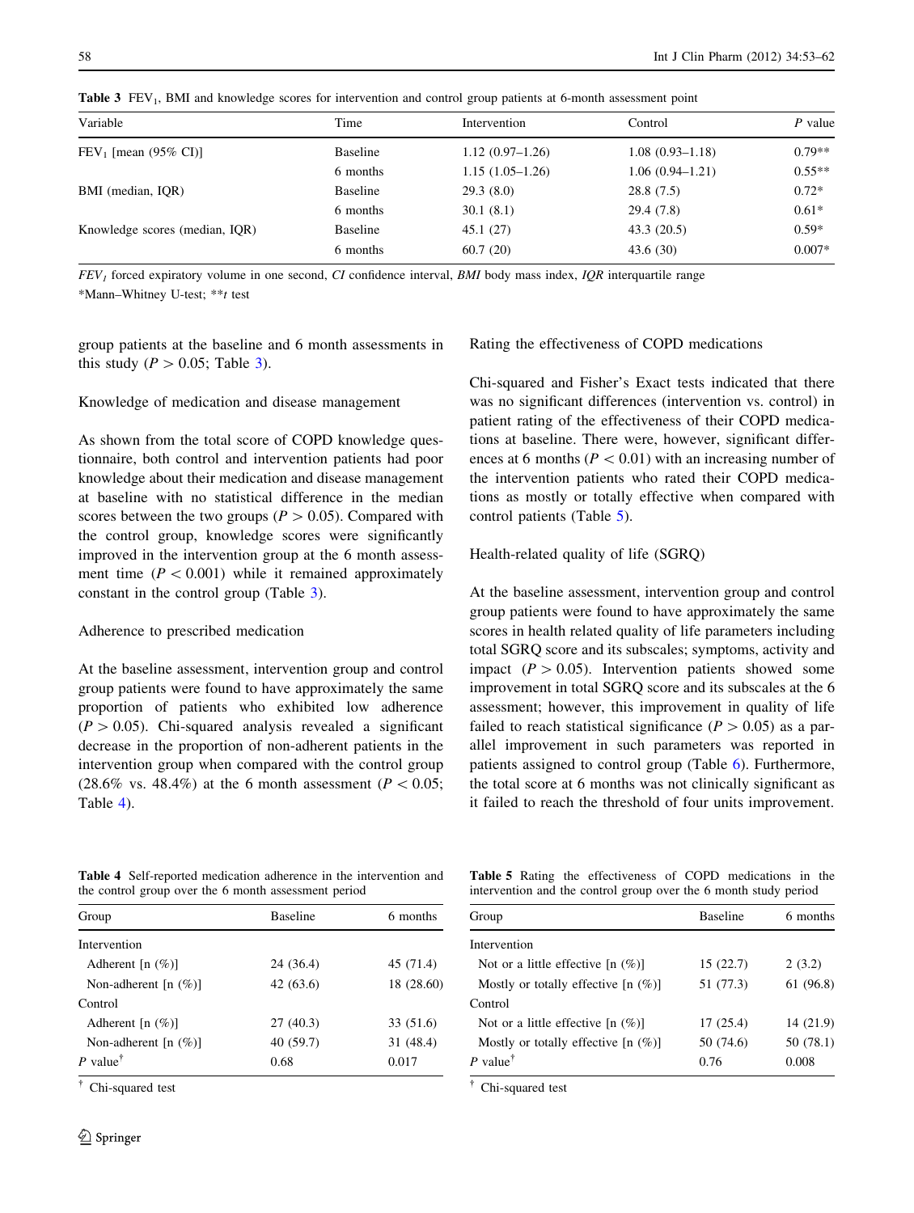Table 3 $FEV_1$, BMI and knowledge scores for intervention and control group patients at 6-month assessment point

| Variable | Time | Intervention | Control | *P* value |
|---|---|---|---|---|
| $FEV_1$ [mean (95% CI)] | Baseline | 1.12 (0.97–1.26) | 1.08 (0.93–1.18) | 0.79** |
| | 6 months | 1.15 (1.05–1.26) | 1.06 (0.94–1.21) | 0.55** |
| BMI (median, IQR) | Baseline | 29.3 (8.0) | 28.8 (7.5) | 0.72* |
| | 6 months | 30.1 (8.1) | 29.4 (7.8) | 0.61* |
| Knowledge scores (median, IQR) | Baseline | 45.1 (27) | 43.3 (20.5) | 0.59* |
| | 6 months | 60.7 (20) | 43.6 (30) | 0.007* |

*$FEV_1$* forced expiratory volume in one second, *CI* confidence interval, *BMI* body mass index, *IQR* interquartile range

*Mann–Whitney U-test; ***t* test

group patients at the baseline and 6 month assessments in this study ($P > 0.05$; Table 3).

### Knowledge of medication and disease management

As shown from the total score of COPD knowledge questionnaire, both control and intervention patients had poor knowledge about their medication and disease management at baseline with no statistical difference in the median scores between the two groups ($P > 0.05$). Compared with the control group, knowledge scores were significantly improved in the intervention group at the 6 month assessment time ($P < 0.001$) while it remained approximately constant in the control group (Table 3).

### Adherence to prescribed medication

At the baseline assessment, intervention group and control group patients were found to have approximately the same proportion of patients who exhibited low adherence ($P > 0.05$). Chi-squared analysis revealed a significant decrease in the proportion of non-adherent patients in the intervention group when compared with the control group (28.6% vs. 48.4%) at the 6 month assessment ($P < 0.05$; Table 4).

### Rating the effectiveness of COPD medications

Chi-squared and Fisher's Exact tests indicated that there was no significant differences (intervention vs. control) in patient rating of the effectiveness of their COPD medications at baseline. There were, however, significant differences at 6 months ($P < 0.01$) with an increasing number of the intervention patients who rated their COPD medications as mostly or totally effective when compared with control patients (Table 5).

### Health-related quality of life (SGRQ)

At the baseline assessment, intervention group and control group patients were found to have approximately the same scores in health related quality of life parameters including total SGRQ score and its subscales; symptoms, activity and impact ($P > 0.05$). Intervention patients showed some improvement in total SGRQ score and its subscales at the 6 assessment; however, this improvement in quality of life failed to reach statistical significance ($P > 0.05$) as a parallel improvement in such parameters was reported in patients assigned to control group (Table 6). Furthermore, the total score at 6 months was not clinically significant as it failed to reach the threshold of four units improvement.

Table 4 Self-reported medication adherence in the intervention and the control group over the 6 month assessment period

| Group | Baseline | 6 months |
|---|---|---|
| Intervention | | |
| Adherent [n (%)] | 24 (36.4) | 45 (71.4) |
| Non-adherent [n (%)] | 42 (63.6) | 18 (28.60) |
| Control | | |
| Adherent [n (%)] | 27 (40.3) | 33 (51.6) |
| Non-adherent [n (%)] | 40 (59.7) | 31 (48.4) |
| *P* value[†] | 0.68 | 0.017 |

[†] Chi-squared test

Table 5 Rating the effectiveness of COPD medications in the intervention and the control group over the 6 month study period

| Group | Baseline | 6 months |
|---|---|---|
| Intervention | | |
| Not or a little effective [n (%)] | 15 (22.7) | 2 (3.2) |
| Mostly or totally effective [n (%)] | 51 (77.3) | 61 (96.8) |
| Control | | |
| Not or a little effective [n (%)] | 17 (25.4) | 14 (21.9) |
| Mostly or totally effective [n (%)] | 50 (74.6) | 50 (78.1) |
| *P* value[†] | 0.76 | 0.008 |

[†] Chi-squared test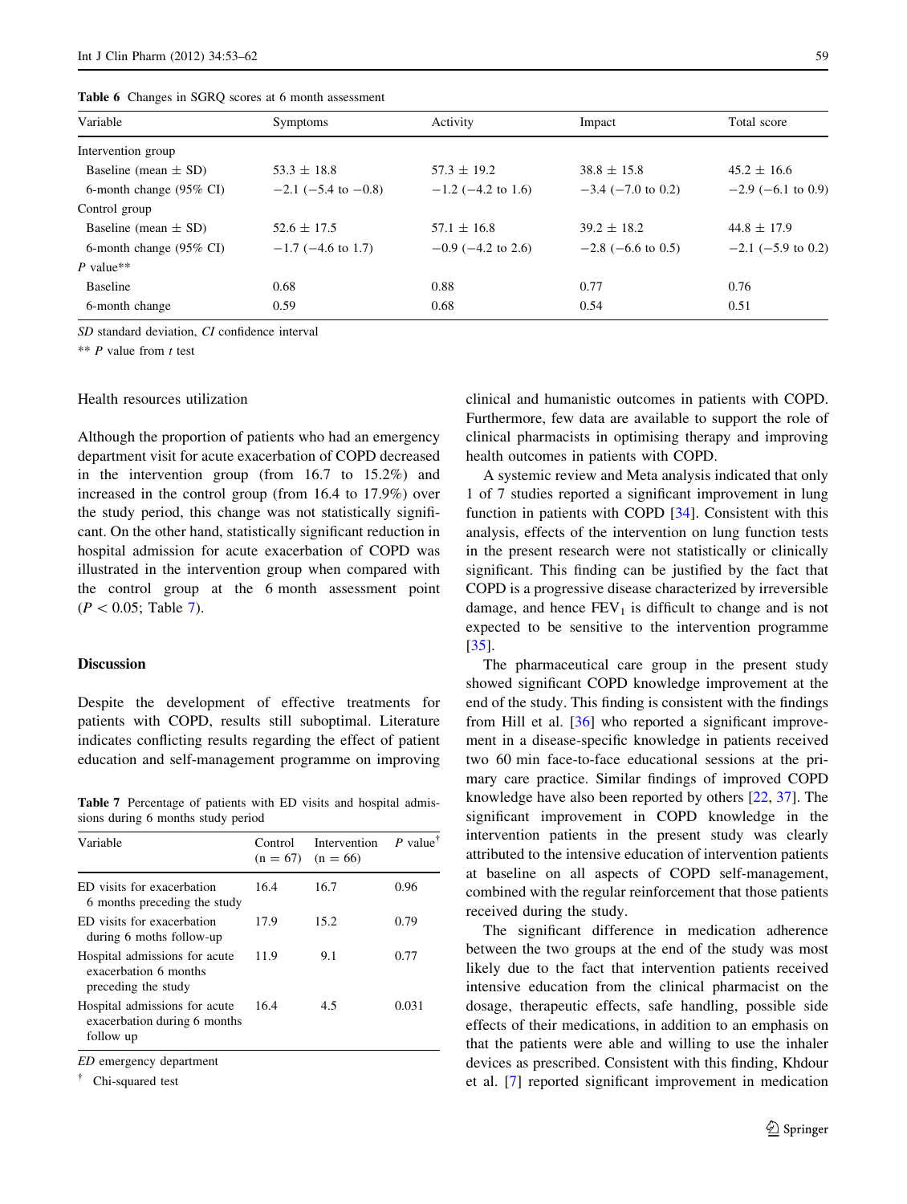**Table 6** Changes in SGRQ scores at 6 month assessment

| Variable | Symptoms | Activity | Impact | Total score |
|---|---|---|---|---|
| Intervention group | | | | |
| Baseline (mean ± SD) | 53.3 ± 18.8 | 57.3 ± 19.2 | 38.8 ± 15.8 | 45.2 ± 16.6 |
| 6-month change (95% CI) | −2.1 (−5.4 to −0.8) | −1.2 (−4.2 to 1.6) | −3.4 (−7.0 to 0.2) | −2.9 (−6.1 to 0.9) |
| Control group | | | | |
| Baseline (mean ± SD) | 52.6 ± 17.5 | 57.1 ± 16.8 | 39.2 ± 18.2 | 44.8 ± 17.9 |
| 6-month change (95% CI) | −1.7 (−4.6 to 1.7) | −0.9 (−4.2 to 2.6) | −2.8 (−6.6 to 0.5) | −2.1 (−5.9 to 0.2) |
| *P* value** | | | | |
| Baseline | 0.68 | 0.88 | 0.77 | 0.76 |
| 6-month change | 0.59 | 0.68 | 0.54 | 0.51 |

*SD* standard deviation, *CI* confidence interval

** *P* value from *t* test

Health resources utilization

Although the proportion of patients who had an emergency department visit for acute exacerbation of COPD decreased in the intervention group (from 16.7 to 15.2%) and increased in the control group (from 16.4 to 17.9%) over the study period, this change was not statistically significant. On the other hand, statistically significant reduction in hospital admission for acute exacerbation of COPD was illustrated in the intervention group when compared with the control group at the 6 month assessment point ($P < 0.05$; Table 7).

## Discussion

Despite the development of effective treatments for patients with COPD, results still suboptimal. Literature indicates conflicting results regarding the effect of patient education and self-management programme on improving clinical and humanistic outcomes in patients with COPD. Furthermore, few data are available to support the role of clinical pharmacists in optimising therapy and improving health outcomes in patients with COPD.

**Table 7** Percentage of patients with ED visits and hospital admissions during 6 months study period

| Variable | Control (n = 67) | Intervention (n = 66) | *P* value[†] |
|---|---|---|---|
| ED visits for exacerbation 6 months preceding the study | 16.4 | 16.7 | 0.96 |
| ED visits for exacerbation during 6 moths follow-up | 17.9 | 15.2 | 0.79 |
| Hospital admissions for acute exacerbation 6 months preceding the study | 11.9 | 9.1 | 0.77 |
| Hospital admissions for acute exacerbation during 6 months follow up | 16.4 | 4.5 | 0.031 |

*ED* emergency department

[†] Chi-squared test

A systemic review and Meta analysis indicated that only 1 of 7 studies reported a significant improvement in lung function in patients with COPD [34]. Consistent with this analysis, effects of the intervention on lung function tests in the present research were not statistically or clinically significant. This finding can be justified by the fact that COPD is a progressive disease characterized by irreversible damage, and hence $FEV_1$ is difficult to change and is not expected to be sensitive to the intervention programme [35].

The pharmaceutical care group in the present study showed significant COPD knowledge improvement at the end of the study. This finding is consistent with the findings from Hill et al. [36] who reported a significant improvement in a disease-specific knowledge in patients received two 60 min face-to-face educational sessions at the primary care practice. Similar findings of improved COPD knowledge have also been reported by others [22, 37]. The significant improvement in COPD knowledge in the intervention patients in the present study was clearly attributed to the intensive education of intervention patients at baseline on all aspects of COPD self-management, combined with the regular reinforcement that those patients received during the study.

The significant difference in medication adherence between the two groups at the end of the study was most likely due to the fact that intervention patients received intensive education from the clinical pharmacist on the dosage, therapeutic effects, safe handling, possible side effects of their medications, in addition to an emphasis on that the patients were able and willing to use the inhaler devices as prescribed. Consistent with this finding, Khdour et al. [7] reported significant improvement in medication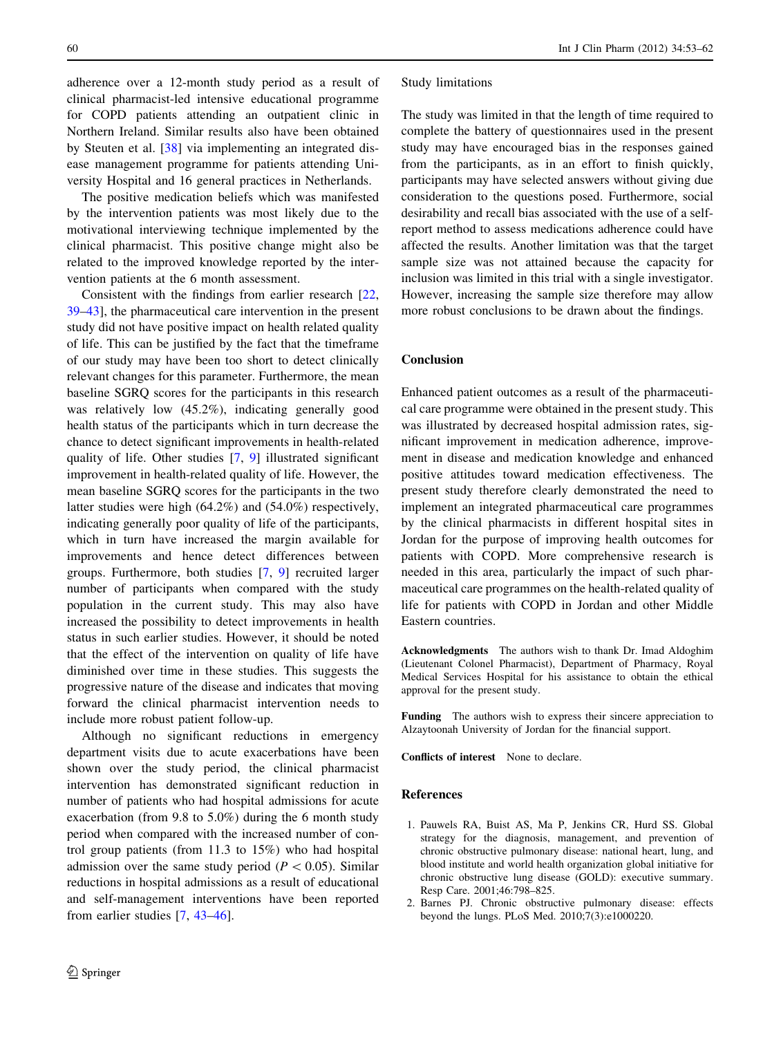adherence over a 12-month study period as a result of clinical pharmacist-led intensive educational programme for COPD patients attending an outpatient clinic in Northern Ireland. Similar results also have been obtained by Steuten et al. [38] via implementing an integrated disease management programme for patients attending University Hospital and 16 general practices in Netherlands.

The positive medication beliefs which was manifested by the intervention patients was most likely due to the motivational interviewing technique implemented by the clinical pharmacist. This positive change might also be related to the improved knowledge reported by the intervention patients at the 6 month assessment.

Consistent with the findings from earlier research [22, 39–43], the pharmaceutical care intervention in the present study did not have positive impact on health related quality of life. This can be justified by the fact that the timeframe of our study may have been too short to detect clinically relevant changes for this parameter. Furthermore, the mean baseline SGRQ scores for the participants in this research was relatively low (45.2%), indicating generally good health status of the participants which in turn decrease the chance to detect significant improvements in health-related quality of life. Other studies [7, 9] illustrated significant improvement in health-related quality of life. However, the mean baseline SGRQ scores for the participants in the two latter studies were high (64.2%) and (54.0%) respectively, indicating generally poor quality of life of the participants, which in turn have increased the margin available for improvements and hence detect differences between groups. Furthermore, both studies [7, 9] recruited larger number of participants when compared with the study population in the current study. This may also have increased the possibility to detect improvements in health status in such earlier studies. However, it should be noted that the effect of the intervention on quality of life have diminished over time in these studies. This suggests the progressive nature of the disease and indicates that moving forward the clinical pharmacist intervention needs to include more robust patient follow-up.

Although no significant reductions in emergency department visits due to acute exacerbations have been shown over the study period, the clinical pharmacist intervention has demonstrated significant reduction in number of patients who had hospital admissions for acute exacerbation (from 9.8 to 5.0%) during the 6 month study period when compared with the increased number of control group patients (from 11.3 to 15%) who had hospital admission over the same study period ($P < 0.05$). Similar reductions in hospital admissions as a result of educational and self-management interventions have been reported from earlier studies [7, 43–46].

### Study limitations

The study was limited in that the length of time required to complete the battery of questionnaires used in the present study may have encouraged bias in the responses gained from the participants, as in an effort to finish quickly, participants may have selected answers without giving due consideration to the questions posed. Furthermore, social desirability and recall bias associated with the use of a self-report method to assess medications adherence could have affected the results. Another limitation was that the target sample size was not attained because the capacity for inclusion was limited in this trial with a single investigator. However, increasing the sample size therefore may allow more robust conclusions to be drawn about the findings.

## Conclusion

Enhanced patient outcomes as a result of the pharmaceutical care programme were obtained in the present study. This was illustrated by decreased hospital admission rates, significant improvement in medication adherence, improvement in disease and medication knowledge and enhanced positive attitudes toward medication effectiveness. The present study therefore clearly demonstrated the need to implement an integrated pharmaceutical care programmes by the clinical pharmacists in different hospital sites in Jordan for the purpose of improving health outcomes for patients with COPD. More comprehensive research is needed in this area, particularly the impact of such pharmaceutical care programmes on the health-related quality of life for patients with COPD in Jordan and other Middle Eastern countries.

**Acknowledgments** The authors wish to thank Dr. Imad Aldoghim (Lieutenant Colonel Pharmacist), Department of Pharmacy, Royal Medical Services Hospital for his assistance to obtain the ethical approval for the present study.

**Funding** The authors wish to express their sincere appreciation to Alzaytoonah University of Jordan for the financial support.

**Conflicts of interest** None to declare.

## References

1. Pauwels RA, Buist AS, Ma P, Jenkins CR, Hurd SS. Global strategy for the diagnosis, management, and prevention of chronic obstructive pulmonary disease: national heart, lung, and blood institute and world health organization global initiative for chronic obstructive lung disease (GOLD): executive summary. Resp Care. 2001;46:798–825.
2. Barnes PJ. Chronic obstructive pulmonary disease: effects beyond the lungs. PLoS Med. 2010;7(3):e1000220.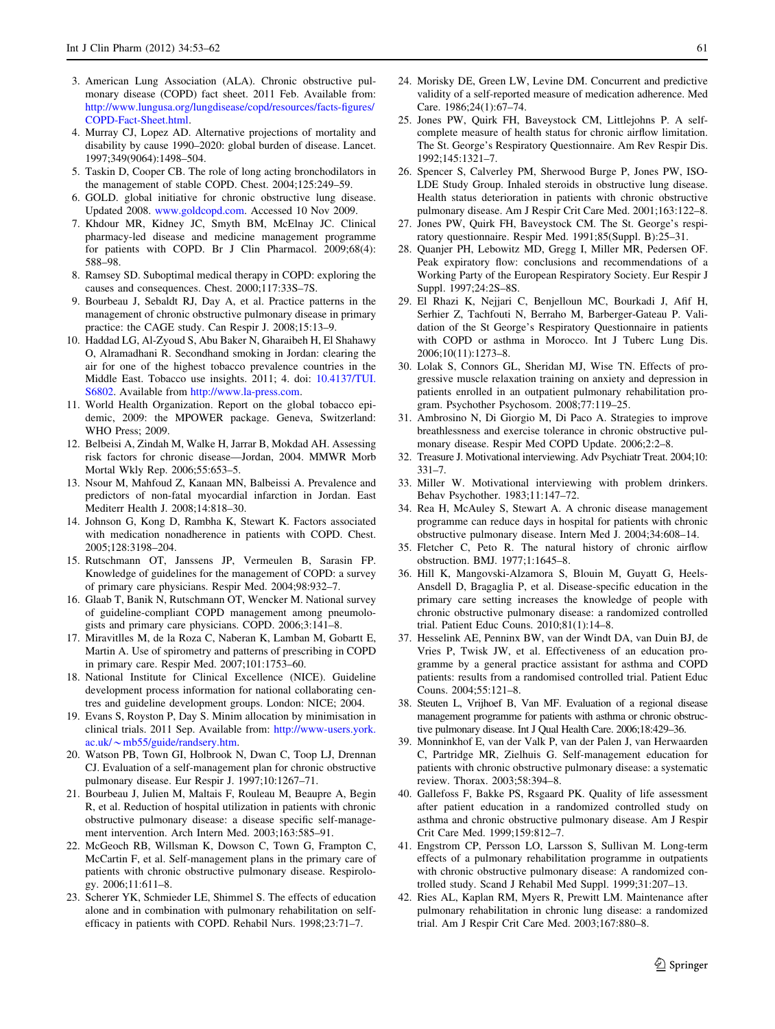3. American Lung Association (ALA). Chronic obstructive pulmonary disease (COPD) fact sheet. 2011 Feb. Available from: http://www.lungusa.org/lungdisease/copd/resources/facts-figures/COPD-Fact-Sheet.html.
4. Murray CJ, Lopez AD. Alternative projections of mortality and disability by cause 1990–2020: global burden of disease. Lancet. 1997;349(9064):1498–504.
5. Taskin D, Cooper CB. The role of long acting bronchodilators in the management of stable COPD. Chest. 2004;125:249–59.
6. GOLD. global initiative for chronic obstructive lung disease. Updated 2008. www.goldcopd.com. Accessed 10 Nov 2009.
7. Khdour MR, Kidney JC, Smyth BM, McElnay JC. Clinical pharmacy-led disease and medicine management programme for patients with COPD. Br J Clin Pharmacol. 2009;68(4):588–98.
8. Ramsey SD. Suboptimal medical therapy in COPD: exploring the causes and consequences. Chest. 2000;117:33S–7S.
9. Bourbeau J, Sebaldt RJ, Day A, et al. Practice patterns in the management of chronic obstructive pulmonary disease in primary practice: the CAGE study. Can Respir J. 2008;15:13–9.
10. Haddad LG, Al-Zyoud S, Abu Baker N, Gharaibeh H, El Shahawy O, Alramadhani R. Secondhand smoking in Jordan: clearing the air for one of the highest tobacco prevalence countries in the Middle East. Tobacco use insights. 2011; 4. doi: 10.4137/TUI.S6802. Available from http://www.la-press.com.
11. World Health Organization. Report on the global tobacco epidemic, 2009: the MPOWER package. Geneva, Switzerland: WHO Press; 2009.
12. Belbeisi A, Zindah M, Walke H, Jarrar B, Mokdad AH. Assessing risk factors for chronic disease—Jordan, 2004. MMWR Morb Mortal Wkly Rep. 2006;55:653–5.
13. Nsour M, Mahfoud Z, Kanaan MN, Balbeissi A. Prevalence and predictors of non-fatal myocardial infarction in Jordan. East Mediterr Health J. 2008;14:818–30.
14. Johnson G, Kong D, Rambha K, Stewart K. Factors associated with medication nonadherence in patients with COPD. Chest. 2005;128:3198–204.
15. Rutschmann OT, Janssens JP, Vermeulen B, Sarasin FP. Knowledge of guidelines for the management of COPD: a survey of primary care physicians. Respir Med. 2004;98:932–7.
16. Glaab T, Banik N, Rutschmann OT, Wencker M. National survey of guideline-compliant COPD management among pneumologists and primary care physicians. COPD. 2006;3:141–8.
17. Miravitlles M, de la Roza C, Naberan K, Lamban M, Gobartt E, Martin A. Use of spirometry and patterns of prescribing in COPD in primary care. Respir Med. 2007;101:1753–60.
18. National Institute for Clinical Excellence (NICE). Guideline development process information for national collaborating centres and guideline development groups. London: NICE; 2004.
19. Evans S, Royston P, Day S. Minim allocation by minimisation in clinical trials. 2011 Sep. Available from: http://www-users.york.ac.uk/~mb55/guide/randsery.htm.
20. Watson PB, Town GI, Holbrook N, Dwan C, Toop LJ, Drennan CJ. Evaluation of a self-management plan for chronic obstructive pulmonary disease. Eur Respir J. 1997;10:1267–71.
21. Bourbeau J, Julien M, Maltais F, Rouleau M, Beaupre A, Begin R, et al. Reduction of hospital utilization in patients with chronic obstructive pulmonary disease: a disease specific self-management intervention. Arch Intern Med. 2003;163:585–91.
22. McGeoch RB, Willsman K, Dowson C, Town G, Frampton C, McCartin F, et al. Self-management plans in the primary care of patients with chronic obstructive pulmonary disease. Respirology. 2006;11:611–8.
23. Scherer YK, Schmieder LE, Shimmel S. The effects of education alone and in combination with pulmonary rehabilitation on self-efficacy in patients with COPD. Rehabil Nurs. 1998;23:71–7.
24. Morisky DE, Green LW, Levine DM. Concurrent and predictive validity of a self-reported measure of medication adherence. Med Care. 1986;24(1):67–74.
25. Jones PW, Quirk FH, Baveystock CM, Littlejohns P. A self-complete measure of health status for chronic airflow limitation. The St. George's Respiratory Questionnaire. Am Rev Respir Dis. 1992;145:1321–7.
26. Spencer S, Calverley PM, Sherwood Burge P, Jones PW, ISOLDE Study Group. Inhaled steroids in obstructive lung disease. Health status deterioration in patients with chronic obstructive pulmonary disease. Am J Respir Crit Care Med. 2001;163:122–8.
27. Jones PW, Quirk FH, Baveystock CM. The St. George's respiratory questionnaire. Respir Med. 1991;85(Suppl. B):25–31.
28. Quanjer PH, Lebowitz MD, Gregg I, Miller MR, Pedersen OF. Peak expiratory flow: conclusions and recommendations of a Working Party of the European Respiratory Society. Eur Respir J Suppl. 1997;24:2S–8S.
29. El Rhazi K, Nejjari C, Benjelloun MC, Bourkadi J, Afif H, Serhier Z, Tachfouti N, Berraho M, Barberger-Gateau P. Validation of the St George's Respiratory Questionnaire in patients with COPD or asthma in Morocco. Int J Tuberc Lung Dis. 2006;10(11):1273–8.
30. Lolak S, Connors GL, Sheridan MJ, Wise TN. Effects of progressive muscle relaxation training on anxiety and depression in patients enrolled in an outpatient pulmonary rehabilitation program. Psychother Psychosom. 2008;77:119–25.
31. Ambrosino N, Di Giorgio M, Di Paco A. Strategies to improve breathlessness and exercise tolerance in chronic obstructive pulmonary disease. Respir Med COPD Update. 2006;2:2–8.
32. Treasure J. Motivational interviewing. Adv Psychiatr Treat. 2004;10:331–7.
33. Miller W. Motivational interviewing with problem drinkers. Behav Psychother. 1983;11:147–72.
34. Rea H, McAuley S, Stewart A. A chronic disease management programme can reduce days in hospital for patients with chronic obstructive pulmonary disease. Intern Med J. 2004;34:608–14.
35. Fletcher C, Peto R. The natural history of chronic airflow obstruction. BMJ. 1977;1:1645–8.
36. Hill K, Mangovski-Alzamora S, Blouin M, Guyatt G, Heels-Ansdell D, Bragaglia P, et al. Disease-specific education in the primary care setting increases the knowledge of people with chronic obstructive pulmonary disease: a randomized controlled trial. Patient Educ Couns. 2010;81(1):14–8.
37. Hesselink AE, Penninx BW, van der Windt DA, van Duin BJ, de Vries P, Twisk JW, et al. Effectiveness of an education programme by a general practice assistant for asthma and COPD patients: results from a randomised controlled trial. Patient Educ Couns. 2004;55:121–8.
38. Steuten L, Vrijhoef B, Van MF. Evaluation of a regional disease management programme for patients with asthma or chronic obstructive pulmonary disease. Int J Qual Health Care. 2006;18:429–36.
39. Monninkhof E, van der Valk P, van der Palen J, van Herwaarden C, Partridge MR, Zielhuis G. Self-management education for patients with chronic obstructive pulmonary disease: a systematic review. Thorax. 2003;58:394–8.
40. Gallefoss F, Bakke PS, Rsgaard PK. Quality of life assessment after patient education in a randomized controlled study on asthma and chronic obstructive pulmonary disease. Am J Respir Crit Care Med. 1999;159:812–7.
41. Engstrom CP, Persson LO, Larsson S, Sullivan M. Long-term effects of a pulmonary rehabilitation programme in outpatients with chronic obstructive pulmonary disease: A randomized controlled study. Scand J Rehabil Med Suppl. 1999;31:207–13.
42. Ries AL, Kaplan RM, Myers R, Prewitt LM. Maintenance after pulmonary rehabilitation in chronic lung disease: a randomized trial. Am J Respir Crit Care Med. 2003;167:880–8.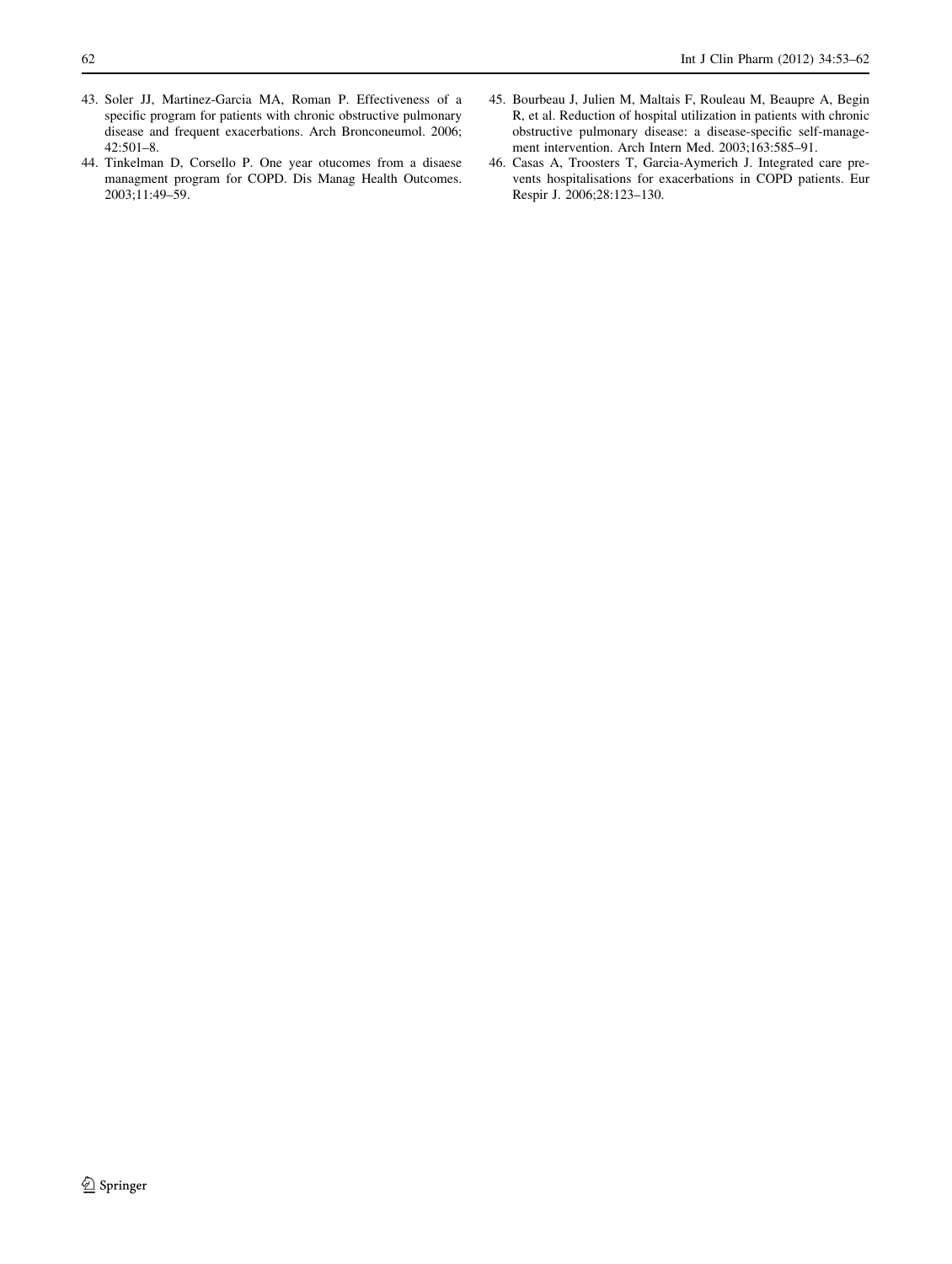43. Soler JJ, Martinez-Garcia MA, Roman P. Effectiveness of a specific program for patients with chronic obstructive pulmonary disease and frequent exacerbations. Arch Bronconeumol. 2006; 42:501–8.
44. Tinkelman D, Corsello P. One year otucomes from a disaese managment program for COPD. Dis Manag Health Outcomes. 2003;11:49–59.
45. Bourbeau J, Julien M, Maltais F, Rouleau M, Beaupre A, Begin R, et al. Reduction of hospital utilization in patients with chronic obstructive pulmonary disease: a disease-specific self-management intervention. Arch Intern Med. 2003;163:585–91.
46. Casas A, Troosters T, Garcia-Aymerich J. Integrated care prevents hospitalisations for exacerbations in COPD patients. Eur Respir J. 2006;28:123–130.